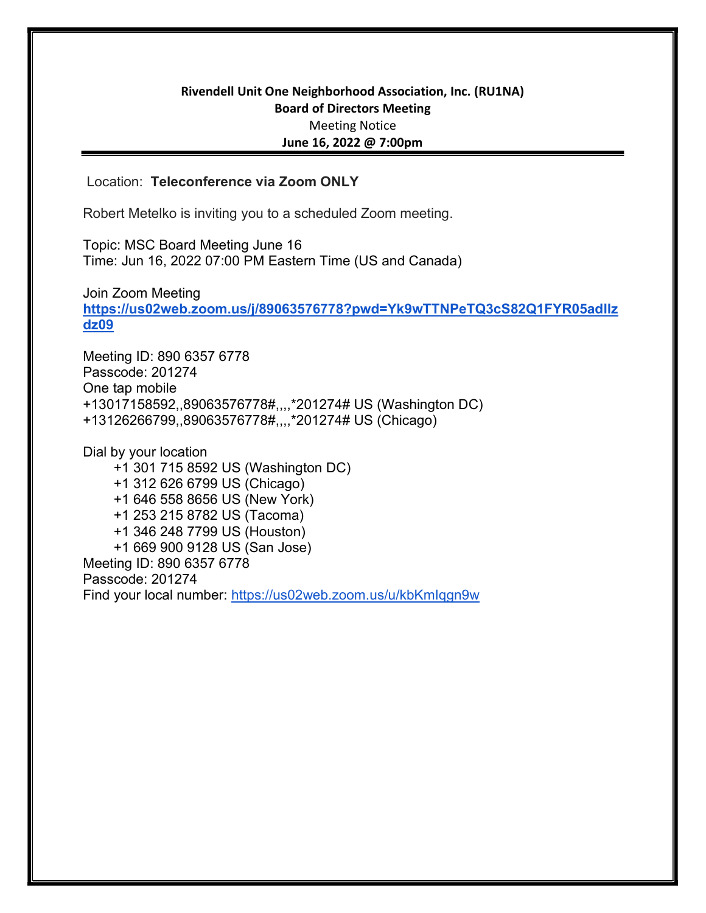**Rivendell Unit One Neighborhood Association, Inc. (RU1NA)**
**Board of Directors Meeting**
Meeting Notice
**June 16, 2022 @ 7:00pm**

---

Location: **Teleconference via Zoom ONLY**

Robert Metelko is inviting you to a scheduled Zoom meeting.

Topic: MSC Board Meeting June 16
Time: Jun 16, 2022 07:00 PM Eastern Time (US and Canada)

Join Zoom Meeting
**https://us02web.zoom.us/j/89063576778?pwd=Yk9wTTNPeTQ3cS82Q1FYR05adllzdz09**

Meeting ID: 890 6357 6778
Passcode: 201274
One tap mobile
+13017158592,,89063576778#,,,,*201274# US (Washington DC)
+13126266799,,89063576778#,,,,*201274# US (Chicago)

Dial by your location
+1 301 715 8592 US (Washington DC)
+1 312 626 6799 US (Chicago)
+1 646 558 8656 US (New York)
+1 253 215 8782 US (Tacoma)
+1 346 248 7799 US (Houston)
+1 669 900 9128 US (San Jose)
Meeting ID: 890 6357 6778
Passcode: 201274
Find your local number: https://us02web.zoom.us/u/kbKmIqgn9w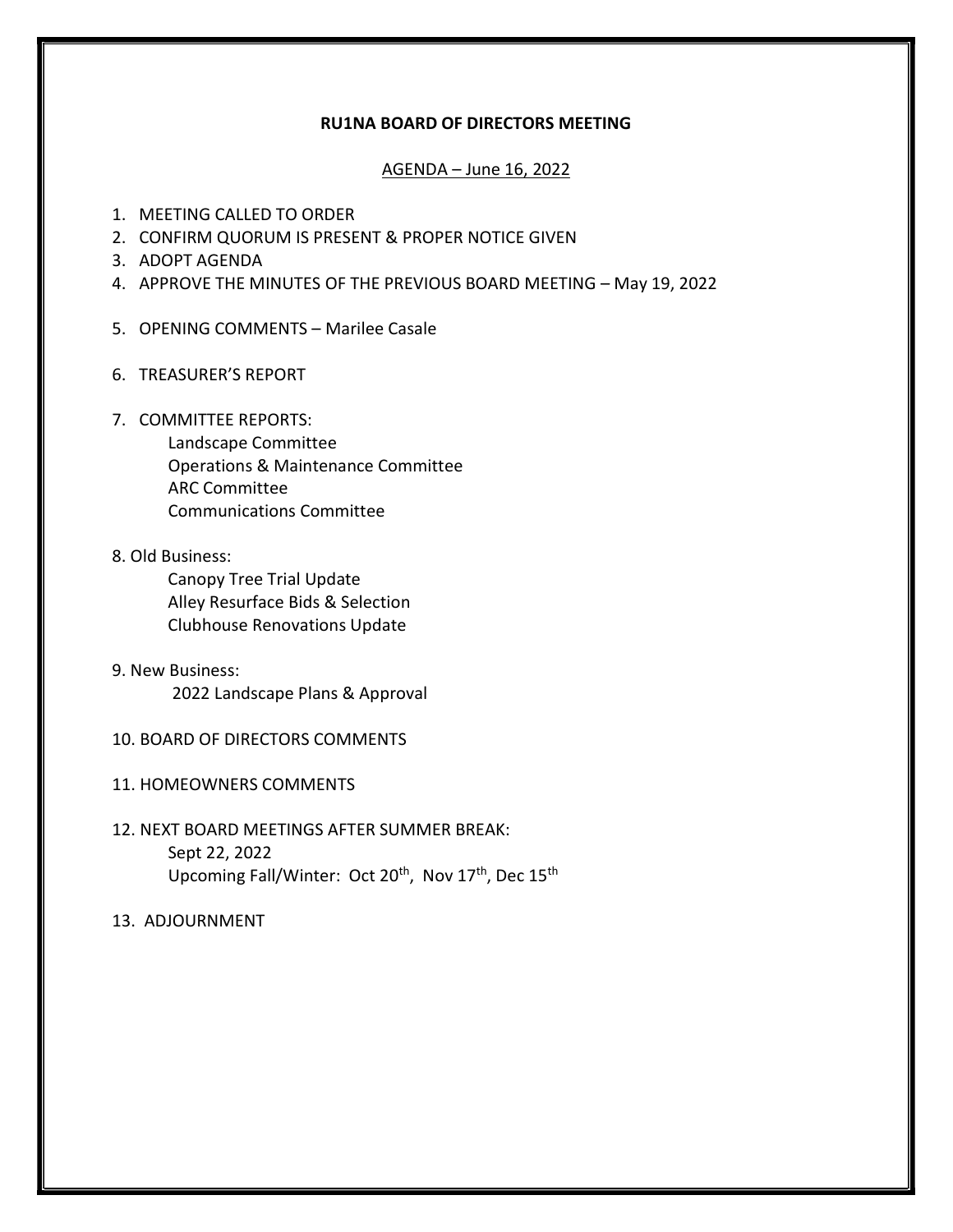**RU1NA BOARD OF DIRECTORS MEETING**

AGENDA – June 16, 2022

1. MEETING CALLED TO ORDER
2. CONFIRM QUORUM IS PRESENT & PROPER NOTICE GIVEN
3. ADOPT AGENDA
4. APPROVE THE MINUTES OF THE PREVIOUS BOARD MEETING – May 19, 2022
5. OPENING COMMENTS – Marilee Casale
6. TREASURER'S REPORT
7. COMMITTEE REPORTS:
   - Landscape Committee
   - Operations & Maintenance Committee
   - ARC Committee
   - Communications Committee
8. Old Business:
   - Canopy Tree Trial Update
   - Alley Resurface Bids & Selection
   - Clubhouse Renovations Update
9. New Business:
   - 2022 Landscape Plans & Approval
10. BOARD OF DIRECTORS COMMENTS
11. HOMEOWNERS COMMENTS
12. NEXT BOARD MEETINGS AFTER SUMMER BREAK:
    - Sept 22, 2022
    - Upcoming Fall/Winter: Oct 20th, Nov 17th, Dec 15th
13. ADJOURNMENT